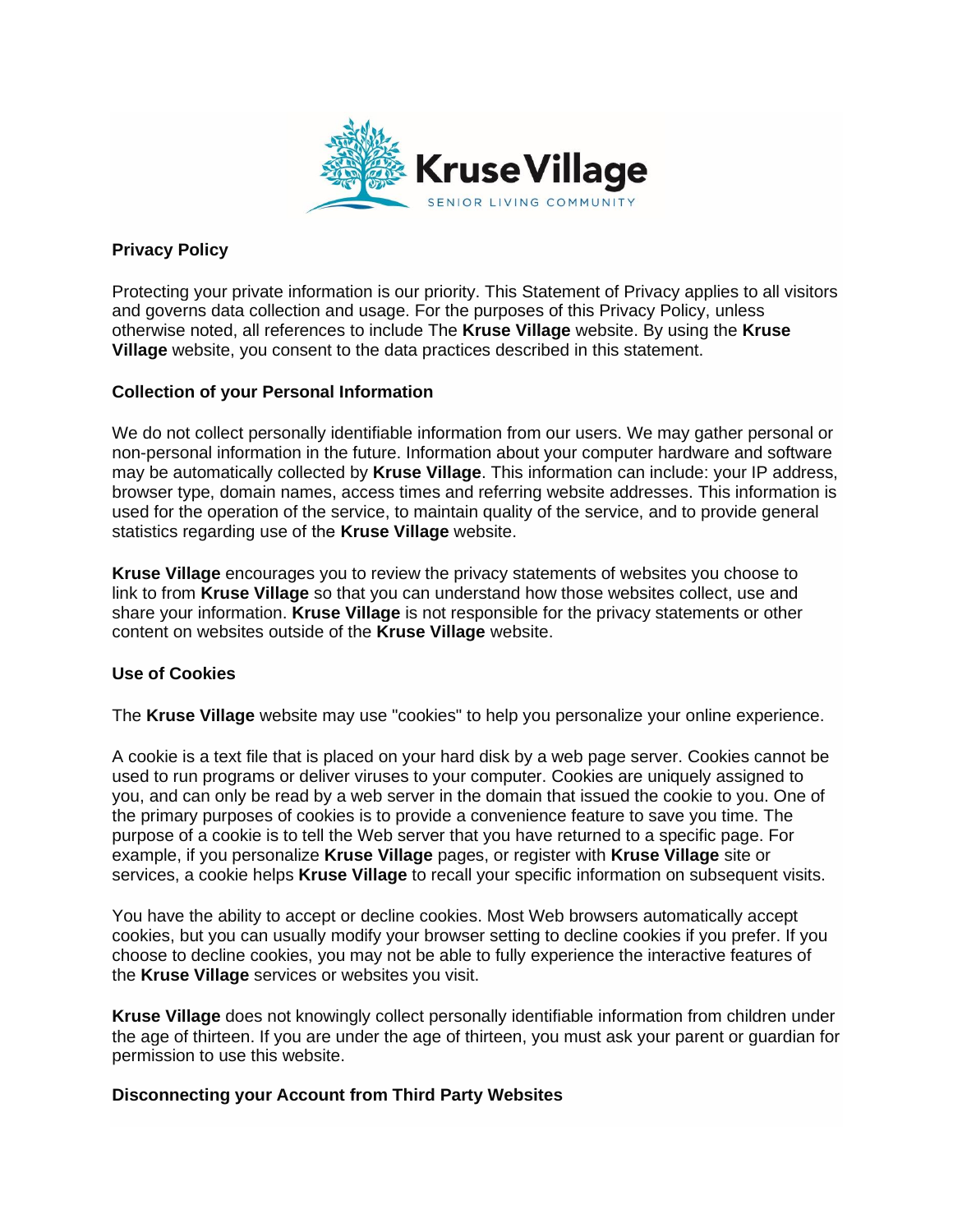**Privacy Policy**

Protecting your private information is our priority. This Statement of Privacy applies to all visitors and governs data collection and usage. For the purposes of this Privacy Policy, unless otherwise noted, all references to include The **Kruse Village** website. By using the **Kruse Village** website, you consent to the data practices described in this statement.

**Collection of your Personal Information**

We do not collect personally identifiable information from our users. We may gather personal or non-personal information in the future. Information about your computer hardware and software may be automatically collected by **Kruse Village**. This information can include: your IP address, browser type, domain names, access times and referring website addresses. This information is used for the operation of the service, to maintain quality of the service, and to provide general statistics regarding use of the **Kruse Village** website.

**Kruse Village** encourages you to review the privacy statements of websites you choose to link to from **Kruse Village** so that you can understand how those websites collect, use and share your information. **Kruse Village** is not responsible for the privacy statements or other content on websites outside of the **Kruse Village** website.

**Use of Cookies**

The **Kruse Village** website may use "cookies" to help you personalize your online experience.

A cookie is a text file that is placed on your hard disk by a web page server. Cookies cannot be used to run programs or deliver viruses to your computer. Cookies are uniquely assigned to you, and can only be read by a web server in the domain that issued the cookie to you. One of the primary purposes of cookies is to provide a convenience feature to save you time. The purpose of a cookie is to tell the Web server that you have returned to a specific page. For example, if you personalize **Kruse Village** pages, or register with **Kruse Village** site or services, a cookie helps **Kruse Village** to recall your specific information on subsequent visits.

You have the ability to accept or decline cookies. Most Web browsers automatically accept cookies, but you can usually modify your browser setting to decline cookies if you prefer. If you choose to decline cookies, you may not be able to fully experience the interactive features of the **Kruse Village** services or websites you visit.

**Kruse Village** does not knowingly collect personally identifiable information from children under the age of thirteen. If you are under the age of thirteen, you must ask your parent or guardian for permission to use this website.

**Disconnecting your Account from Third Party Websites**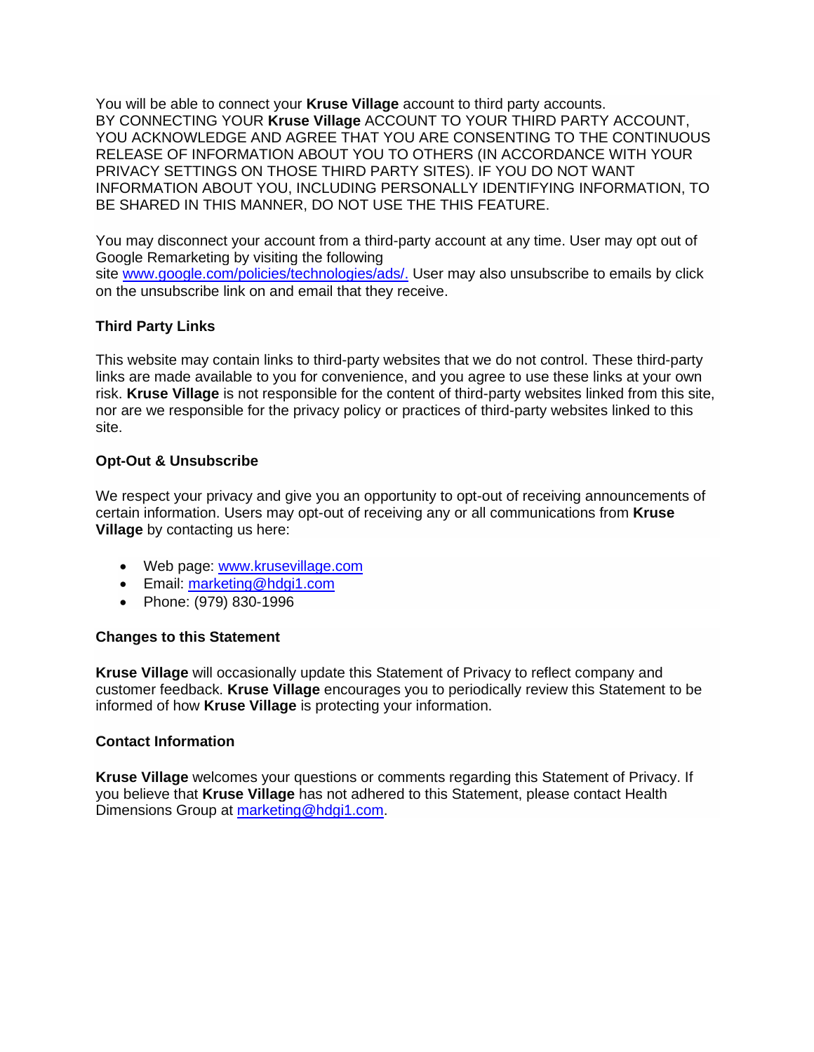You will be able to connect your **Kruse Village** account to third party accounts. BY CONNECTING YOUR **Kruse Village** ACCOUNT TO YOUR THIRD PARTY ACCOUNT, YOU ACKNOWLEDGE AND AGREE THAT YOU ARE CONSENTING TO THE CONTINUOUS RELEASE OF INFORMATION ABOUT YOU TO OTHERS (IN ACCORDANCE WITH YOUR PRIVACY SETTINGS ON THOSE THIRD PARTY SITES). IF YOU DO NOT WANT INFORMATION ABOUT YOU, INCLUDING PERSONALLY IDENTIFYING INFORMATION, TO BE SHARED IN THIS MANNER, DO NOT USE THE THIS FEATURE.

You may disconnect your account from a third-party account at any time. User may opt out of Google Remarketing by visiting the following site [www.google.com/policies/technologies/ads/.](www.google.com/policies/technologies/ads/) User may also unsubscribe to emails by click on the unsubscribe link on and email that they receive.

**Third Party Links**

This website may contain links to third-party websites that we do not control. These third-party links are made available to you for convenience, and you agree to use these links at your own risk. **Kruse Village** is not responsible for the content of third-party websites linked from this site, nor are we responsible for the privacy policy or practices of third-party websites linked to this site.

**Opt-Out & Unsubscribe**

We respect your privacy and give you an opportunity to opt-out of receiving announcements of certain information. Users may opt-out of receiving any or all communications from **Kruse Village** by contacting us here:

- Web page: [www.krusevillage.com](www.krusevillage.com)
- Email: [marketing@hdgi1.com](mailto:marketing@hdgi1.com)
- Phone: (979) 830-1996

**Changes to this Statement**

**Kruse Village** will occasionally update this Statement of Privacy to reflect company and customer feedback. **Kruse Village** encourages you to periodically review this Statement to be informed of how **Kruse Village** is protecting your information.

**Contact Information**

**Kruse Village** welcomes your questions or comments regarding this Statement of Privacy. If you believe that **Kruse Village** has not adhered to this Statement, please contact Health Dimensions Group at [marketing@hdgi1.com](mailto:marketing@hdgi1.com).